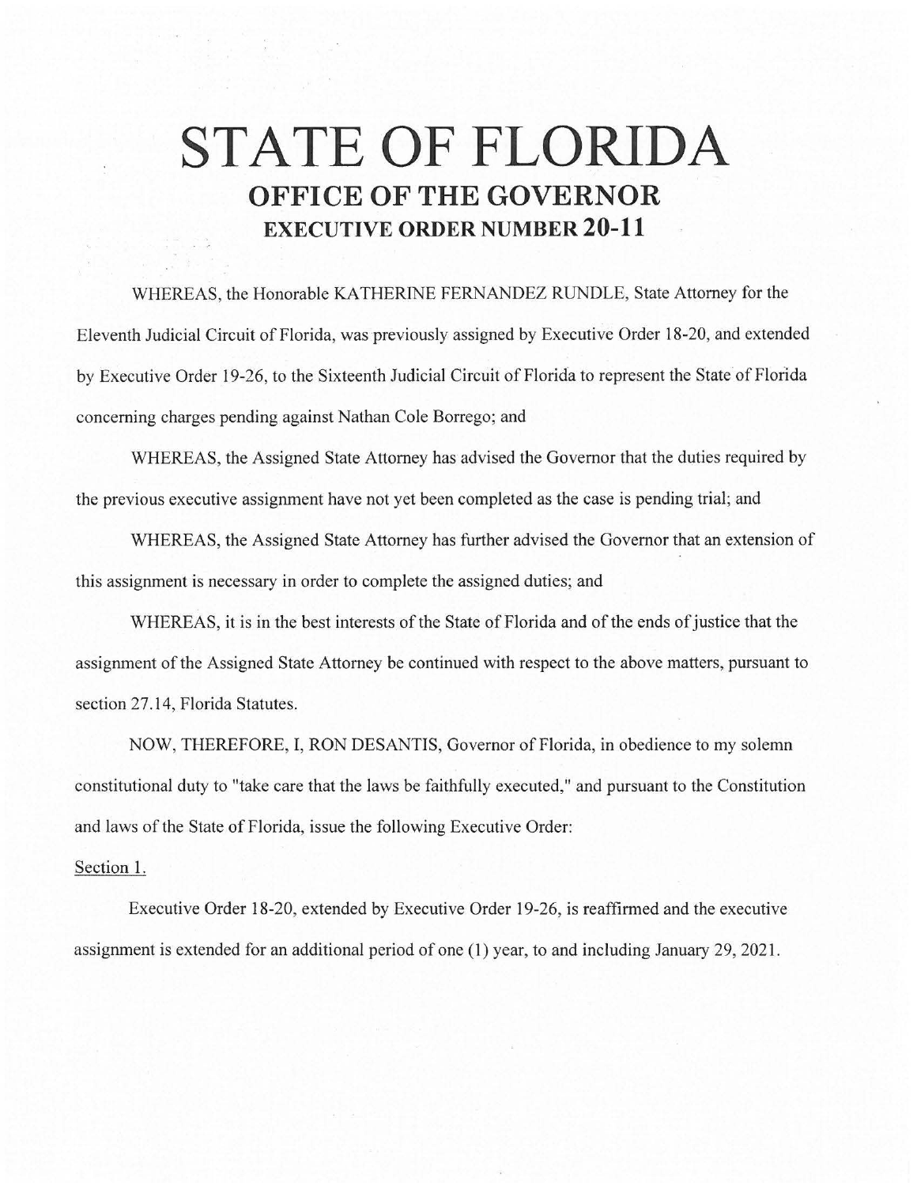# STATE OF FLORIDA

## OFFICE OF THE GOVERNOR

### EXECUTIVE ORDER NUMBER 20-11

WHEREAS, the Honorable KATHERINE FERNANDEZ RUNDLE, State Attorney for the Eleventh Judicial Circuit of Florida, was previously assigned by Executive Order 18-20, and extended by Executive Order 19-26, to the Sixteenth Judicial Circuit of Florida to represent the State of Florida concerning charges pending against Nathan Cole Borrego; and

WHEREAS, the Assigned State Attorney has advised the Governor that the duties required by the previous executive assignment have not yet been completed as the case is pending trial; and

WHEREAS, the Assigned State Attorney has further advised the Governor that an extension of this assignment is necessary in order to complete the assigned duties; and

WHEREAS, it is in the best interests of the State of Florida and of the ends of justice that the assignment of the Assigned State Attorney be continued with respect to the above matters, pursuant to section 27.14, Florida Statutes.

NOW, THEREFORE, I, RON DESANTIS, Governor of Florida, in obedience to my solemn constitutional duty to "take care that the laws be faithfully executed," and pursuant to the Constitution and laws of the State of Florida, issue the following Executive Order:

Section 1.

Executive Order 18-20, extended by Executive Order 19-26, is reaffirmed and the executive assignment is extended for an additional period of one (1) year, to and including January 29, 2021.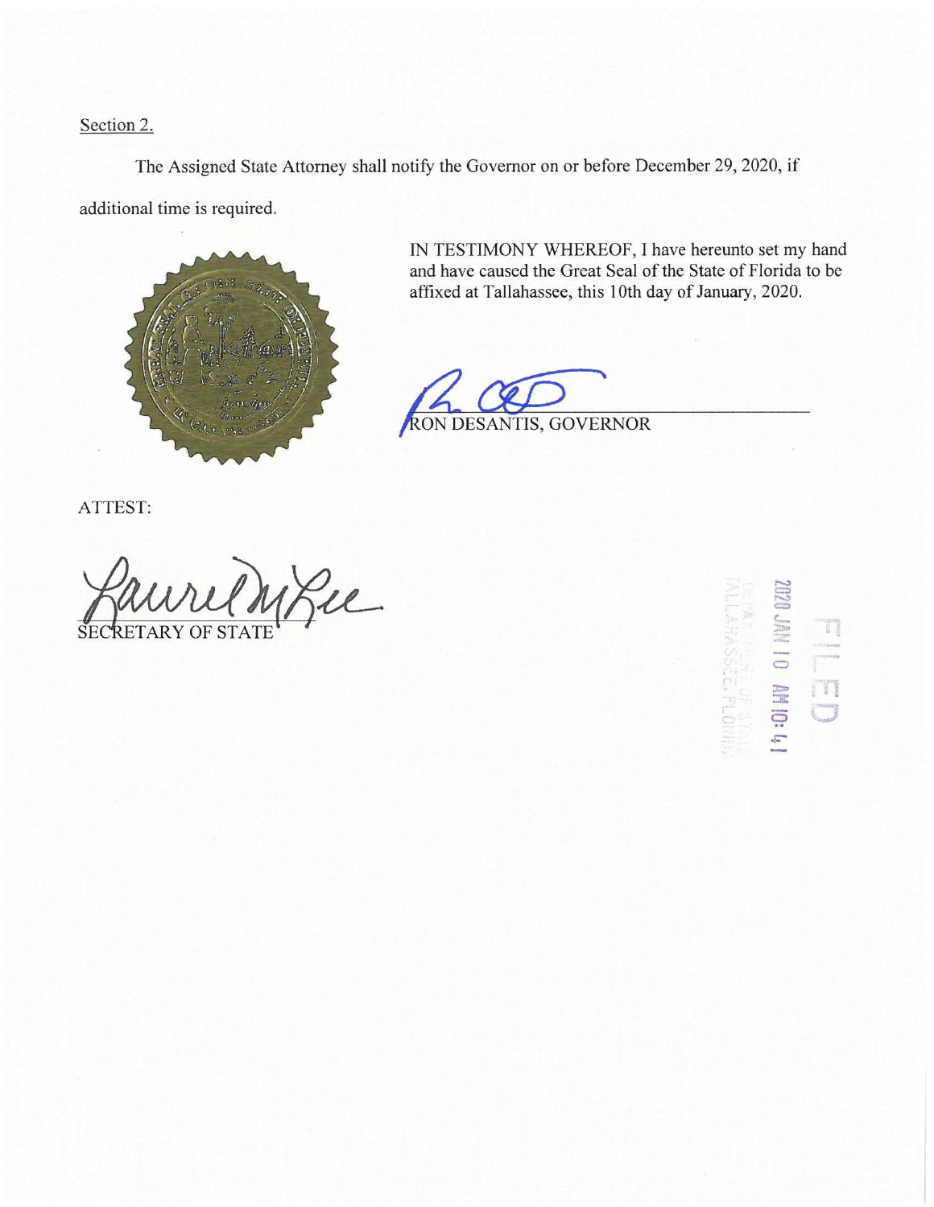Section 2.

The Assigned State Attorney shall notify the Governor on or before December 29, 2020, if additional time is required.

IN TESTIMONY WHEREOF, I have hereunto set my hand and have caused the Great Seal of the State of Florida to be affixed at Tallahassee, this 10th day of January, 2020.

RON DESANTIS, GOVERNOR

ATTEST:

SECRETARY OF STATE

FILED

2020 JAN 10 AM 10:41

DEPARTMENT OF STATE
TALLAHASSEE, FLORIDA